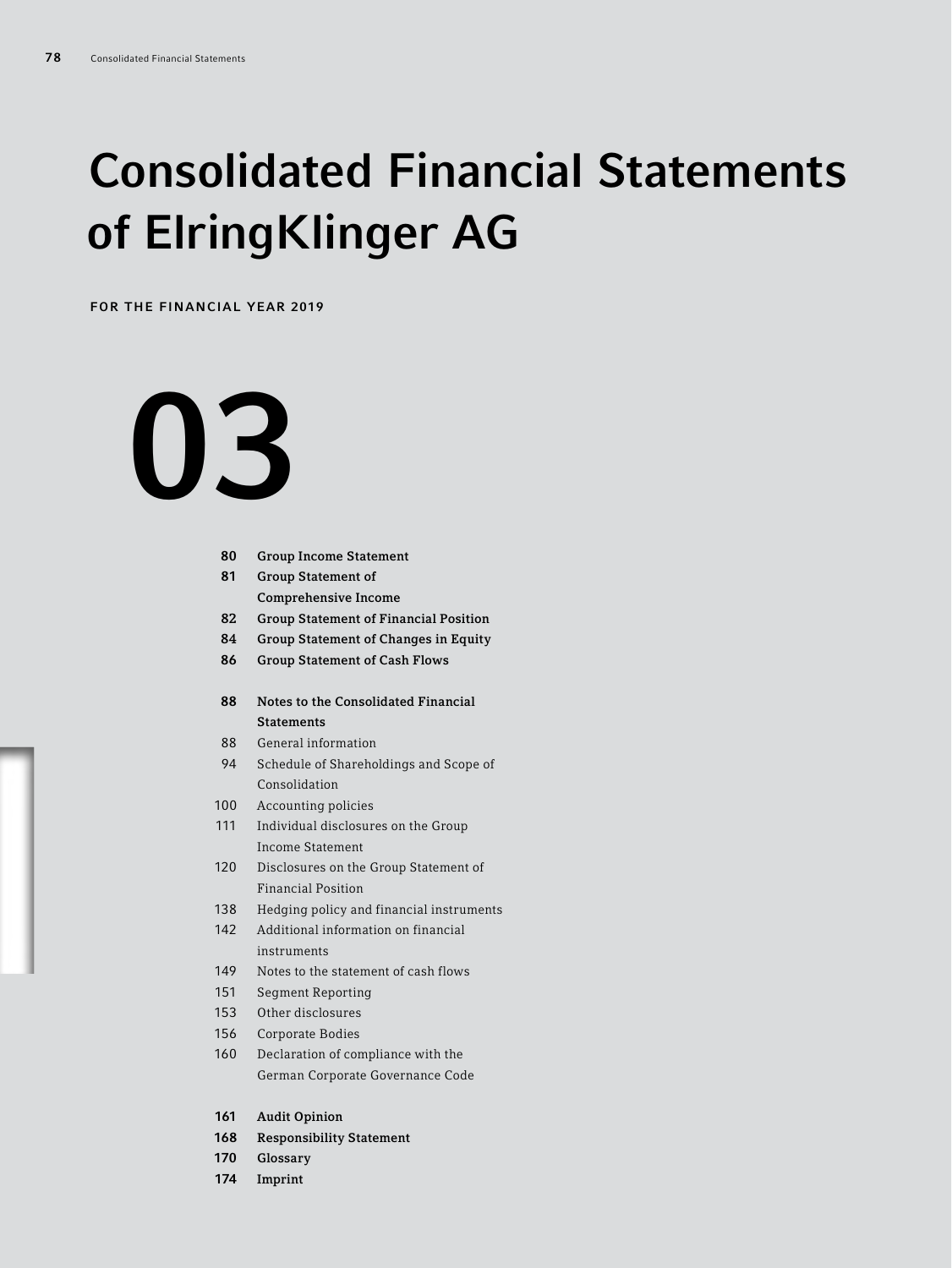# Consolidated Financial Statements of ElringKlinger AG

**FOR THE FINANCIAL YEAR 2019**

# 03

**80** **Group Income Statement**
**81** **Group Statement of Comprehensive Income**
**82** **Group Statement of Financial Position**
**84** **Group Statement of Changes in Equity**
**86** **Group Statement of Cash Flows**

**88** **Notes to the Consolidated Financial Statements**
88 General information
94 Schedule of Shareholdings and Scope of Consolidation
100 Accounting policies
111 Individual disclosures on the Group Income Statement
120 Disclosures on the Group Statement of Financial Position
138 Hedging policy and financial instruments
142 Additional information on financial instruments
149 Notes to the statement of cash flows
151 Segment Reporting
153 Other disclosures
156 Corporate Bodies
160 Declaration of compliance with the German Corporate Governance Code

**161** **Audit Opinion**
**168** **Responsibility Statement**
**170** **Glossary**
**174** **Imprint**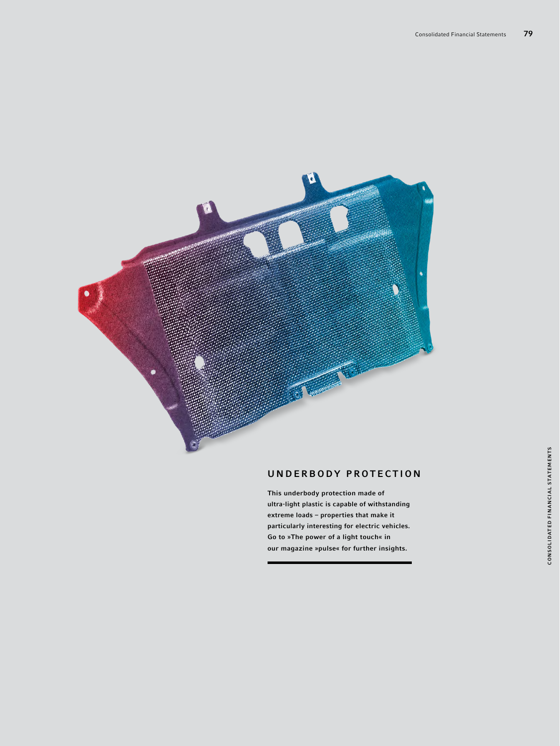## UNDERBODY PROTECTION

**This underbody protection made of ultra-light plastic is capable of withstanding extreme loads – properties that make it particularly interesting for electric vehicles. Go to »The power of a light touch« in our magazine »pulse« for further insights.**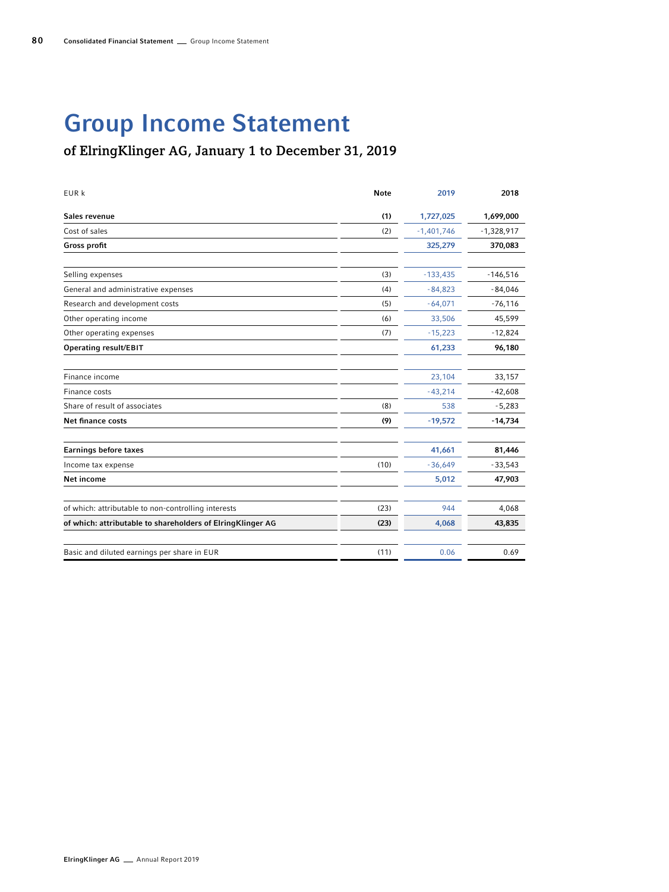# Group Income Statement

## of ElringKlinger AG, January 1 to December 31, 2019

| EUR k | Note | 2019 | 2018 |
|---|---|---|---|
| **Sales revenue** | **(1)** | **1,727,025** | **1,699,000** |
| Cost of sales | (2) | -1,401,746 | -1,328,917 |
| **Gross profit** | | **325,279** | **370,083** |
| | | | |
| Selling expenses | (3) | -133,435 | -146,516 |
| General and administrative expenses | (4) | -84,823 | -84,046 |
| Research and development costs | (5) | -64,071 | -76,116 |
| Other operating income | (6) | 33,506 | 45,599 |
| Other operating expenses | (7) | -15,223 | -12,824 |
| **Operating result/EBIT** | | **61,233** | **96,180** |
| | | | |
| Finance income | | 23,104 | 33,157 |
| Finance costs | | -43,214 | -42,608 |
| Share of result of associates | (8) | 538 | -5,283 |
| **Net finance costs** | **(9)** | **-19,572** | **-14,734** |
| | | | |
| **Earnings before taxes** | | **41,661** | **81,446** |
| Income tax expense | (10) | -36,649 | -33,543 |
| **Net income** | | **5,012** | **47,903** |
| | | | |
| of which: attributable to non-controlling interests | (23) | 944 | 4,068 |
| **of which: attributable to shareholders of ElringKlinger AG** | **(23)** | **4,068** | **43,835** |
| | | | |
| Basic and diluted earnings per share in EUR | (11) | 0.06 | 0.69 |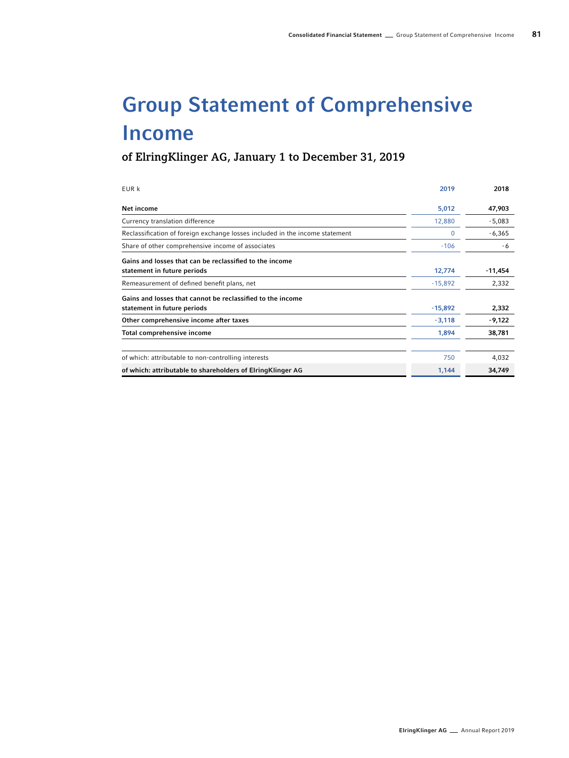# Group Statement of Comprehensive Income

## of ElringKlinger AG, January 1 to December 31, 2019

| EUR k | 2019 | 2018 |
|---|---|---|
| **Net income** | **5,012** | **47,903** |
| Currency translation difference | 12,880 | -5,083 |
| Reclassification of foreign exchange losses included in the income statement | 0 | -6,365 |
| Share of other comprehensive income of associates | -106 | -6 |
| **Gains and losses that can be reclassified to the income statement in future periods** | **12,774** | **-11,454** |
| Remeasurement of defined benefit plans, net | -15,892 | 2,332 |
| **Gains and losses that cannot be reclassified to the income statement in future periods** | **-15,892** | **2,332** |
| **Other comprehensive income after taxes** | **-3,118** | **-9,122** |
| **Total comprehensive income** | **1,894** | **38,781** |
| of which: attributable to non-controlling interests | 750 | 4,032 |
| **of which: attributable to shareholders of ElringKlinger AG** | **1,144** | **34,749** |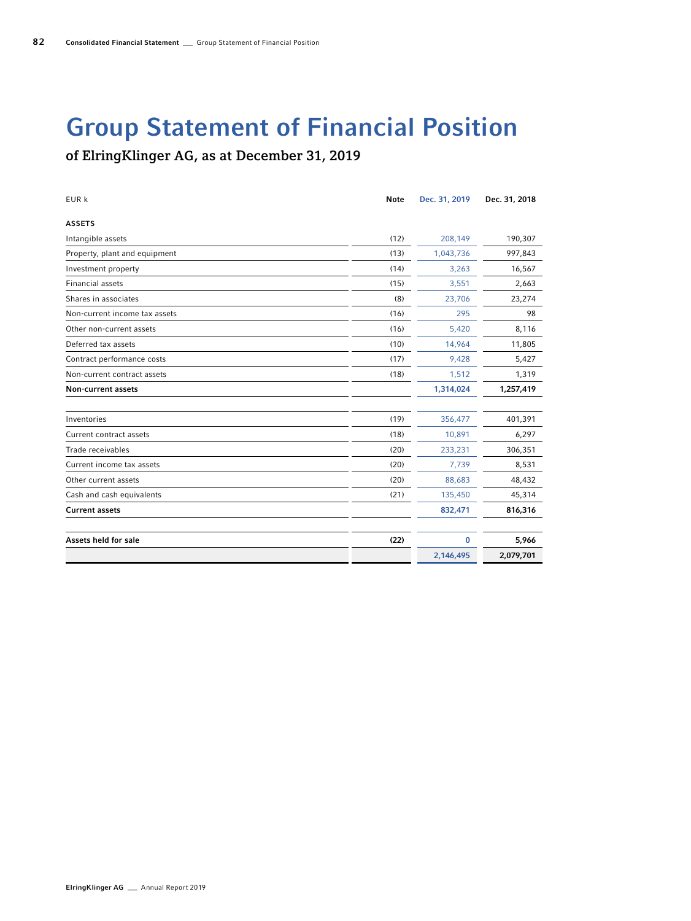# Group Statement of Financial Position

## of ElringKlinger AG, as at December 31, 2019

| EUR k | Note | Dec. 31, 2019 | Dec. 31, 2018 |
|---|---|---|---|
| **ASSETS** | | | |
| Intangible assets | (12) | 208,149 | 190,307 |
| Property, plant and equipment | (13) | 1,043,736 | 997,843 |
| Investment property | (14) | 3,263 | 16,567 |
| Financial assets | (15) | 3,551 | 2,663 |
| Shares in associates | (8) | 23,706 | 23,274 |
| Non-current income tax assets | (16) | 295 | 98 |
| Other non-current assets | (16) | 5,420 | 8,116 |
| Deferred tax assets | (10) | 14,964 | 11,805 |
| Contract performance costs | (17) | 9,428 | 5,427 |
| Non-current contract assets | (18) | 1,512 | 1,319 |
| **Non-current assets** | | **1,314,024** | **1,257,419** |
| | | | |
| Inventories | (19) | 356,477 | 401,391 |
| Current contract assets | (18) | 10,891 | 6,297 |
| Trade receivables | (20) | 233,231 | 306,351 |
| Current income tax assets | (20) | 7,739 | 8,531 |
| Other current assets | (20) | 88,683 | 48,432 |
| Cash and cash equivalents | (21) | 135,450 | 45,314 |
| **Current assets** | | **832,471** | **816,316** |
| | | | |
| **Assets held for sale** | **(22)** | **0** | **5,966** |
| | | **2,146,495** | **2,079,701** |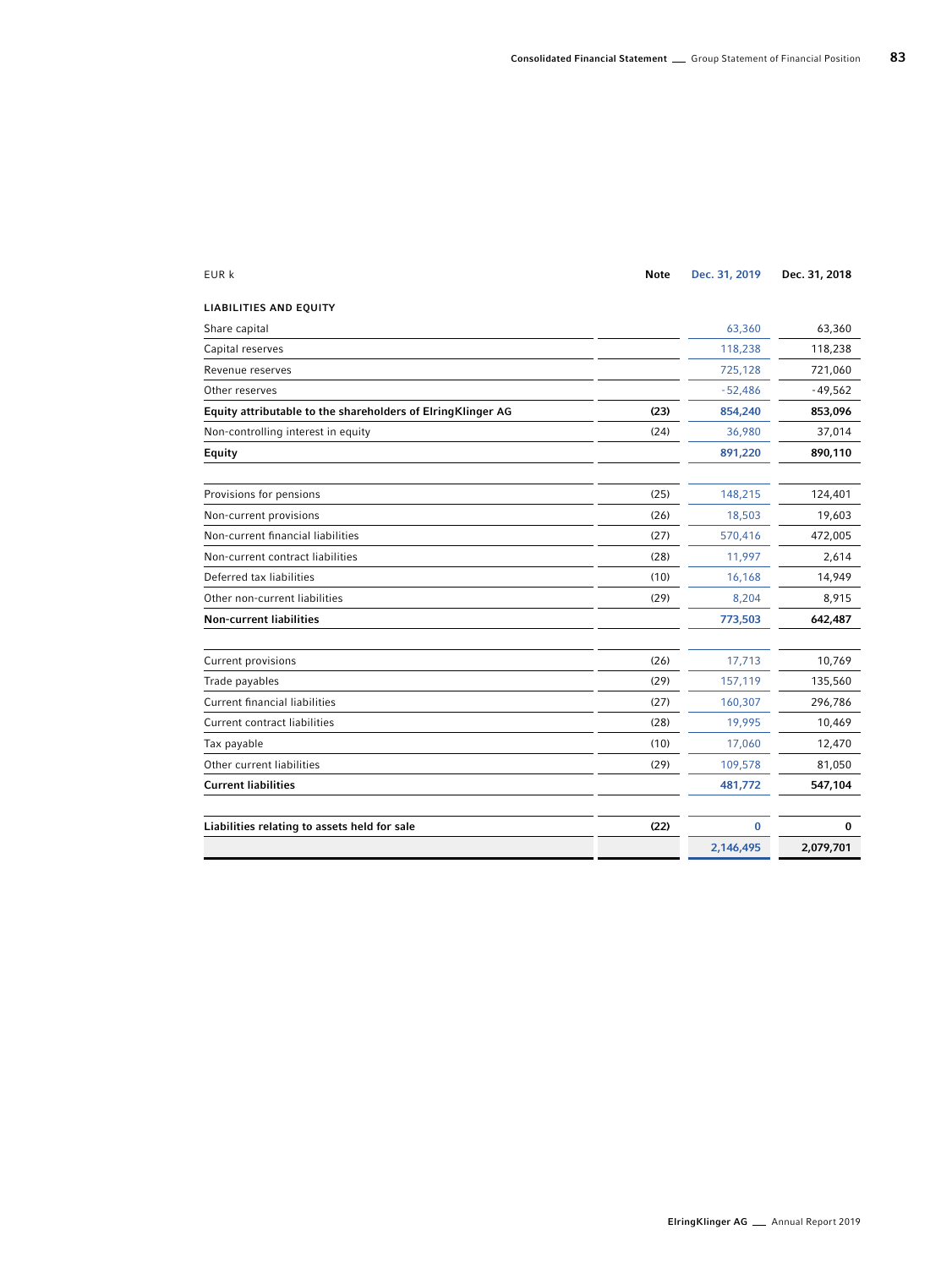| EUR k | Note | Dec. 31, 2019 | Dec. 31, 2018 |
|---|---|---|---|
| **LIABILITIES AND EQUITY** | | | |
| Share capital | | 63,360 | 63,360 |
| Capital reserves | | 118,238 | 118,238 |
| Revenue reserves | | 725,128 | 721,060 |
| Other reserves | | -52,486 | -49,562 |
| **Equity attributable to the shareholders of ElringKlinger AG** | **(23)** | **854,240** | **853,096** |
| Non-controlling interest in equity | (24) | 36,980 | 37,014 |
| **Equity** | | **891,220** | **890,110** |
| | | | |
| Provisions for pensions | (25) | 148,215 | 124,401 |
| Non-current provisions | (26) | 18,503 | 19,603 |
| Non-current financial liabilities | (27) | 570,416 | 472,005 |
| Non-current contract liabilities | (28) | 11,997 | 2,614 |
| Deferred tax liabilities | (10) | 16,168 | 14,949 |
| Other non-current liabilities | (29) | 8,204 | 8,915 |
| **Non-current liabilities** | | **773,503** | **642,487** |
| | | | |
| Current provisions | (26) | 17,713 | 10,769 |
| Trade payables | (29) | 157,119 | 135,560 |
| Current financial liabilities | (27) | 160,307 | 296,786 |
| Current contract liabilities | (28) | 19,995 | 10,469 |
| Tax payable | (10) | 17,060 | 12,470 |
| Other current liabilities | (29) | 109,578 | 81,050 |
| **Current liabilities** | | **481,772** | **547,104** |
| | | | |
| **Liabilities relating to assets held for sale** | **(22)** | **0** | **0** |
| | | **2,146,495** | **2,079,701** |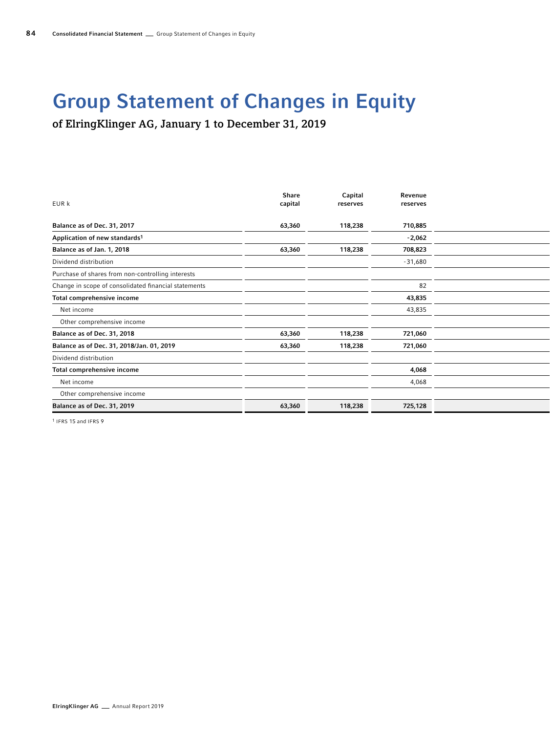# Group Statement of Changes in Equity

## of ElringKlinger AG, January 1 to December 31, 2019

| EUR k | Share capital | Capital reserves | Revenue reserves | |
|---|---|---|---|---|
| **Balance as of Dec. 31, 2017** | **63,360** | **118,238** | **710,885** | |
| **Application of new standards[1]** | | | **-2,062** | |
| **Balance as of Jan. 1, 2018** | **63,360** | **118,238** | **708,823** | |
| Dividend distribution | | | -31,680 | |
| Purchase of shares from non-controlling interests | | | | |
| Change in scope of consolidated financial statements | | | 82 | |
| **Total comprehensive income** | | | **43,835** | |
| Net income | | | 43,835 | |
| Other comprehensive income | | | | |
| **Balance as of Dec. 31, 2018** | **63,360** | **118,238** | **721,060** | |
| **Balance as of Dec. 31, 2018/Jan. 01, 2019** | **63,360** | **118,238** | **721,060** | |
| Dividend distribution | | | | |
| **Total comprehensive income** | | | **4,068** | |
| Net income | | | 4,068 | |
| Other comprehensive income | | | | |
| **Balance as of Dec. 31, 2019** | **63,360** | **118,238** | **725,128** | |

[1] IFRS 15 and IFRS 9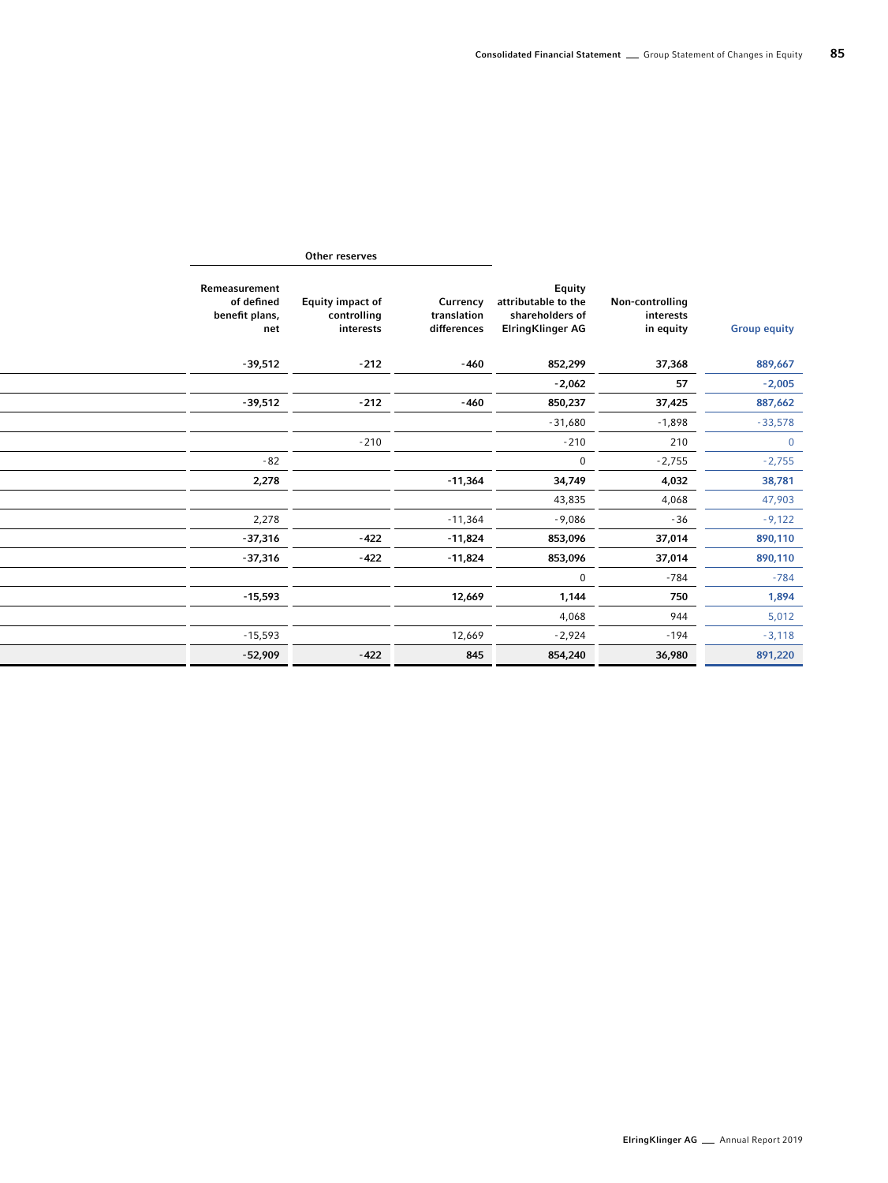| | Other reserves | | | | | |
|---|---|---|---|---|---|---|
| | Remeasurement of defined benefit plans, net | Equity impact of controlling interests | Currency translation differences | Equity attributable to the shareholders of ElringKlinger AG | Non-controlling interests in equity | Group equity |
| | **-39,512** | **-212** | **-460** | **852,299** | **37,368** | **889,667** |
| | | | | **-2,062** | **57** | **-2,005** |
| | **-39,512** | **-212** | **-460** | **850,237** | **37,425** | **887,662** |
| | | | | -31,680 | -1,898 | -33,578 |
| | | -210 | | -210 | 210 | 0 |
| | -82 | | | 0 | -2,755 | -2,755 |
| | **2,278** | | **-11,364** | **34,749** | **4,032** | **38,781** |
| | | | | 43,835 | 4,068 | 47,903 |
| | 2,278 | | -11,364 | -9,086 | -36 | -9,122 |
| | **-37,316** | **-422** | **-11,824** | **853,096** | **37,014** | **890,110** |
| | **-37,316** | **-422** | **-11,824** | **853,096** | **37,014** | **890,110** |
| | | | | 0 | -784 | -784 |
| | **-15,593** | | **12,669** | **1,144** | **750** | **1,894** |
| | | | | 4,068 | 944 | 5,012 |
| | -15,593 | | 12,669 | -2,924 | -194 | -3,118 |
| | **-52,909** | **-422** | **845** | **854,240** | **36,980** | **891,220** |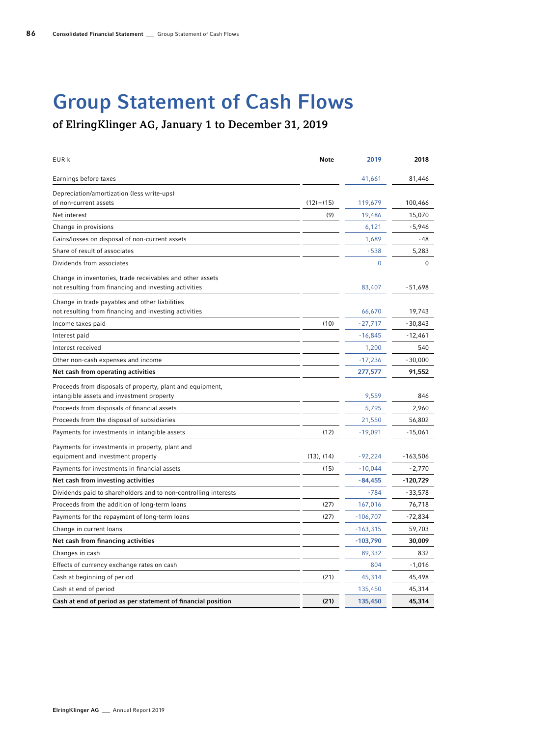# Group Statement of Cash Flows

## of ElringKlinger AG, January 1 to December 31, 2019

| EUR k | Note | 2019 | 2018 |
|---|---|---|---|
| Earnings before taxes | | 41,661 | 81,446 |
| Depreciation/amortization (less write-ups) of non-current assets | (12) – (15) | 119,679 | 100,466 |
| Net interest | (9) | 19,486 | 15,070 |
| Change in provisions | | 6,121 | -5,946 |
| Gains/losses on disposal of non-current assets | | 1,689 | -48 |
| Share of result of associates | | -538 | 5,283 |
| Dividends from associates | | 0 | 0 |
| Change in inventories, trade receivables and other assets not resulting from financing and investing activities | | 83,407 | -51,698 |
| Change in trade payables and other liabilities not resulting from financing and investing activities | | 66,670 | 19,743 |
| Income taxes paid | (10) | -27,717 | -30,843 |
| Interest paid | | -16,845 | -12,461 |
| Interest received | | 1,200 | 540 |
| Other non-cash expenses and income | | -17,236 | -30,000 |
| **Net cash from operating activities** | | **277,577** | **91,552** |
| Proceeds from disposals of property, plant and equipment, intangible assets and investment property | | 9,559 | 846 |
| Proceeds from disposals of financial assets | | 5,795 | 2,960 |
| Proceeds from the disposal of subsidiaries | | 21,550 | 56,802 |
| Payments for investments in intangible assets | (12) | -19,091 | -15,061 |
| Payments for investments in property, plant and equipment and investment property | (13), (14) | -92,224 | -163,506 |
| Payments for investments in financial assets | (15) | -10,044 | -2,770 |
| **Net cash from investing activities** | | **-84,455** | **-120,729** |
| Dividends paid to shareholders and to non-controlling interests | | -784 | -33,578 |
| Proceeds from the addition of long-term loans | (27) | 167,016 | 76,718 |
| Payments for the repayment of long-term loans | (27) | -106,707 | -72,834 |
| Change in current loans | | -163,315 | 59,703 |
| **Net cash from financing activities** | | **-103,790** | **30,009** |
| Changes in cash | | 89,332 | 832 |
| Effects of currency exchange rates on cash | | 804 | -1,016 |
| Cash at beginning of period | (21) | 45,314 | 45,498 |
| Cash at end of period | | 135,450 | 45,314 |
| **Cash at end of period as per statement of financial position** | **(21)** | **135,450** | **45,314** |